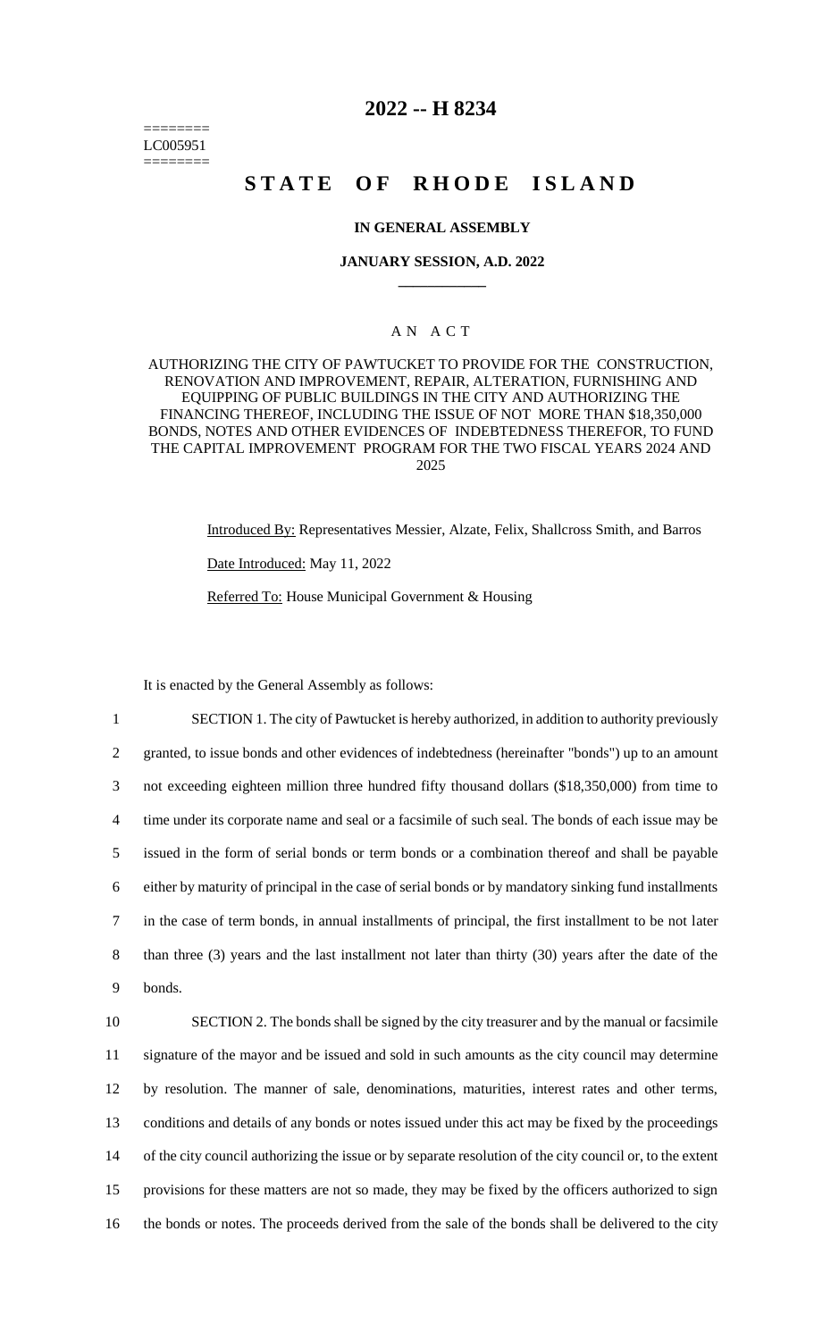========
LC005951
========

# 2022 -- H 8234

# STATE OF RHODE ISLAND

### IN GENERAL ASSEMBLY

### JANUARY SESSION, A.D. 2022

### A N A C T

AUTHORIZING THE CITY OF PAWTUCKET TO PROVIDE FOR THE CONSTRUCTION, RENOVATION AND IMPROVEMENT, REPAIR, ALTERATION, FURNISHING AND EQUIPPING OF PUBLIC BUILDINGS IN THE CITY AND AUTHORIZING THE FINANCING THEREOF, INCLUDING THE ISSUE OF NOT MORE THAN $18,350,000 BONDS, NOTES AND OTHER EVIDENCES OF INDEBTEDNESS THEREFOR, TO FUND THE CAPITAL IMPROVEMENT PROGRAM FOR THE TWO FISCAL YEARS 2024 AND 2025

Introduced By: Representatives Messier, Alzate, Felix, Shallcross Smith, and Barros

Date Introduced: May 11, 2022

Referred To: House Municipal Government & Housing

It is enacted by the General Assembly as follows:

1 SECTION 1. The city of Pawtucket is hereby authorized, in addition to authority previously
2 granted, to issue bonds and other evidences of indebtedness (hereinafter "bonds") up to an amount
3 not exceeding eighteen million three hundred fifty thousand dollars ($18,350,000) from time to
4 time under its corporate name and seal or a facsimile of such seal. The bonds of each issue may be
5 issued in the form of serial bonds or term bonds or a combination thereof and shall be payable
6 either by maturity of principal in the case of serial bonds or by mandatory sinking fund installments
7 in the case of term bonds, in annual installments of principal, the first installment to be not later
8 than three (3) years and the last installment not later than thirty (30) years after the date of the
9 bonds.

10 SECTION 2. The bonds shall be signed by the city treasurer and by the manual or facsimile
11 signature of the mayor and be issued and sold in such amounts as the city council may determine
12 by resolution. The manner of sale, denominations, maturities, interest rates and other terms,
13 conditions and details of any bonds or notes issued under this act may be fixed by the proceedings
14 of the city council authorizing the issue or by separate resolution of the city council or, to the extent
15 provisions for these matters are not so made, they may be fixed by the officers authorized to sign
16 the bonds or notes. The proceeds derived from the sale of the bonds shall be delivered to the city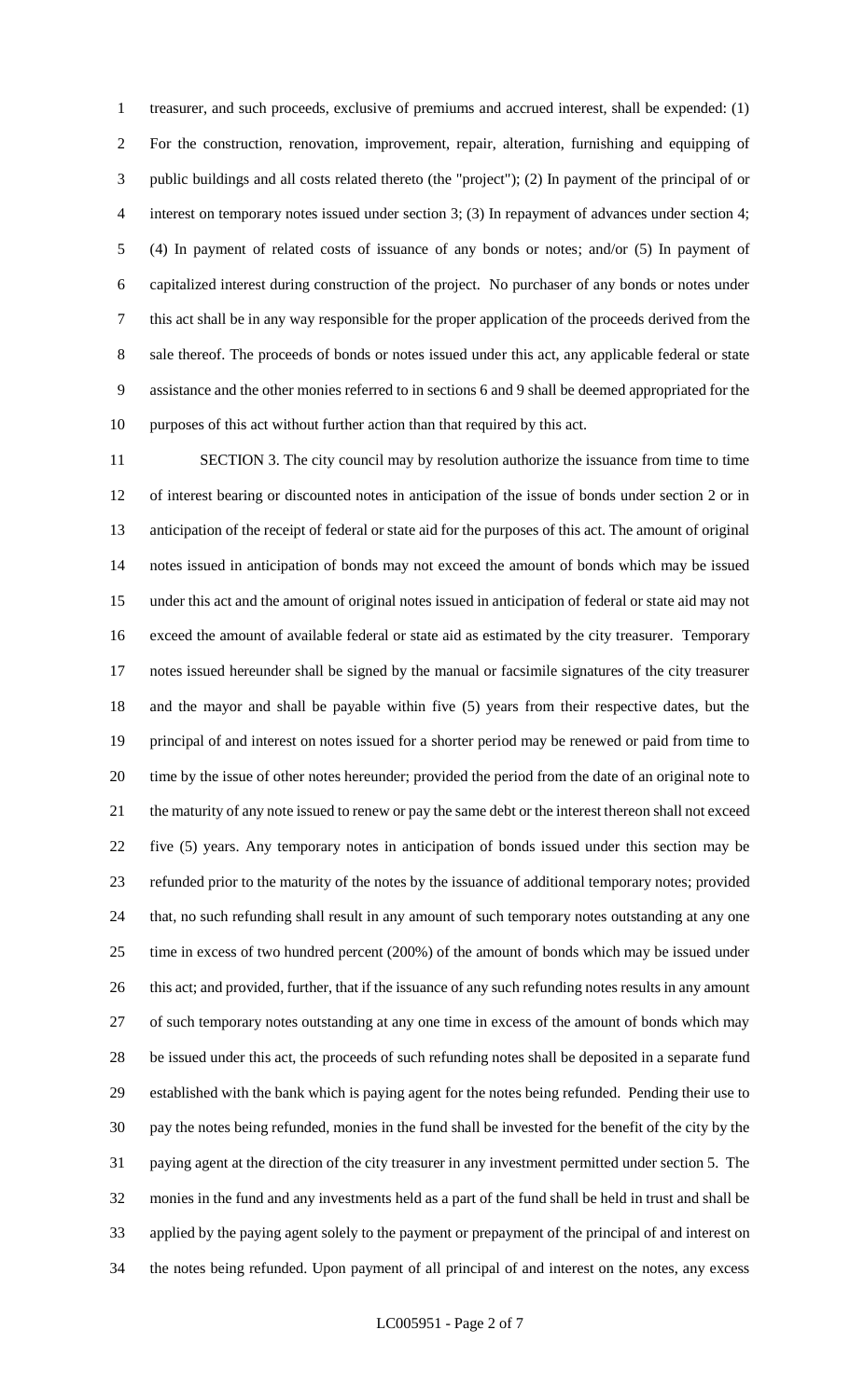treasurer, and such proceeds, exclusive of premiums and accrued interest, shall be expended: (1) For the construction, renovation, improvement, repair, alteration, furnishing and equipping of public buildings and all costs related thereto (the "project"); (2) In payment of the principal of or interest on temporary notes issued under section 3; (3) In repayment of advances under section 4; (4) In payment of related costs of issuance of any bonds or notes; and/or (5) In payment of capitalized interest during construction of the project. No purchaser of any bonds or notes under this act shall be in any way responsible for the proper application of the proceeds derived from the sale thereof. The proceeds of bonds or notes issued under this act, any applicable federal or state assistance and the other monies referred to in sections 6 and 9 shall be deemed appropriated for the purposes of this act without further action than that required by this act.

SECTION 3. The city council may by resolution authorize the issuance from time to time of interest bearing or discounted notes in anticipation of the issue of bonds under section 2 or in anticipation of the receipt of federal or state aid for the purposes of this act. The amount of original notes issued in anticipation of bonds may not exceed the amount of bonds which may be issued under this act and the amount of original notes issued in anticipation of federal or state aid may not exceed the amount of available federal or state aid as estimated by the city treasurer. Temporary notes issued hereunder shall be signed by the manual or facsimile signatures of the city treasurer and the mayor and shall be payable within five (5) years from their respective dates, but the principal of and interest on notes issued for a shorter period may be renewed or paid from time to time by the issue of other notes hereunder; provided the period from the date of an original note to the maturity of any note issued to renew or pay the same debt or the interest thereon shall not exceed five (5) years. Any temporary notes in anticipation of bonds issued under this section may be refunded prior to the maturity of the notes by the issuance of additional temporary notes; provided that, no such refunding shall result in any amount of such temporary notes outstanding at any one time in excess of two hundred percent (200%) of the amount of bonds which may be issued under this act; and provided, further, that if the issuance of any such refunding notes results in any amount of such temporary notes outstanding at any one time in excess of the amount of bonds which may be issued under this act, the proceeds of such refunding notes shall be deposited in a separate fund established with the bank which is paying agent for the notes being refunded. Pending their use to pay the notes being refunded, monies in the fund shall be invested for the benefit of the city by the paying agent at the direction of the city treasurer in any investment permitted under section 5. The monies in the fund and any investments held as a part of the fund shall be held in trust and shall be applied by the paying agent solely to the payment or prepayment of the principal of and interest on the notes being refunded. Upon payment of all principal of and interest on the notes, any excess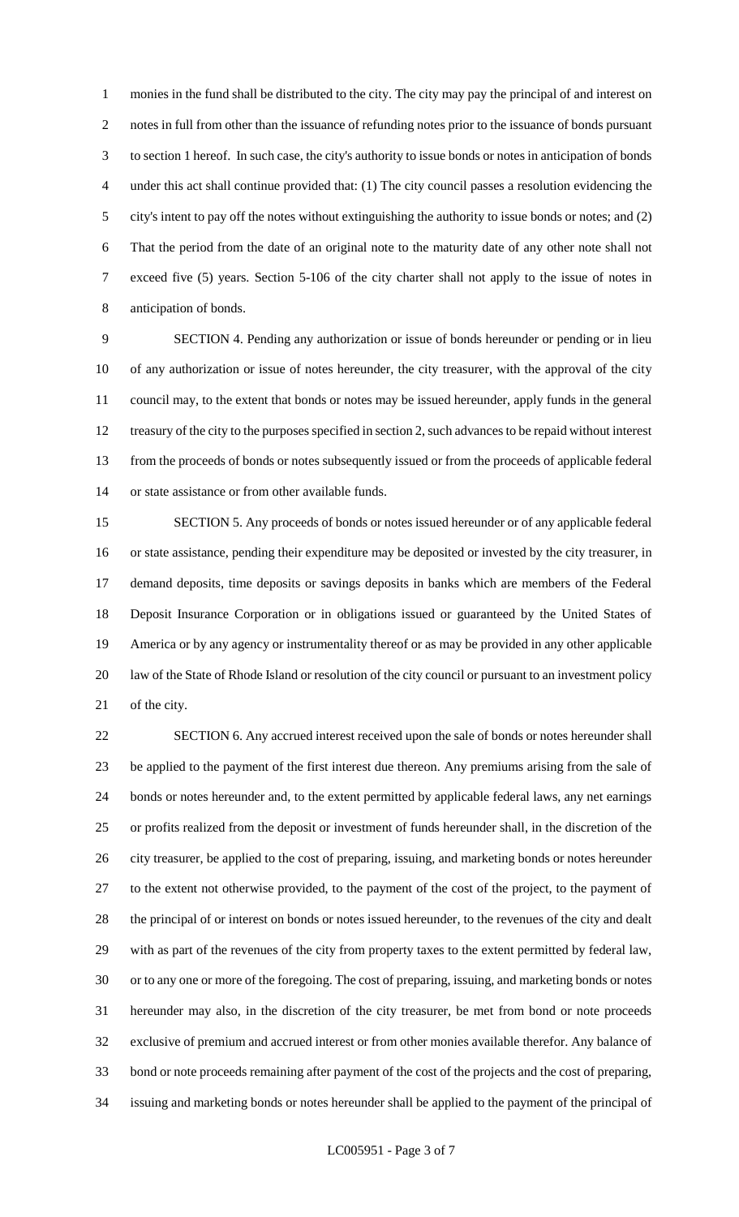monies in the fund shall be distributed to the city. The city may pay the principal of and interest on notes in full from other than the issuance of refunding notes prior to the issuance of bonds pursuant to section 1 hereof. In such case, the city's authority to issue bonds or notes in anticipation of bonds under this act shall continue provided that: (1) The city council passes a resolution evidencing the city's intent to pay off the notes without extinguishing the authority to issue bonds or notes; and (2) That the period from the date of an original note to the maturity date of any other note shall not exceed five (5) years. Section 5-106 of the city charter shall not apply to the issue of notes in anticipation of bonds.

SECTION 4. Pending any authorization or issue of bonds hereunder or pending or in lieu of any authorization or issue of notes hereunder, the city treasurer, with the approval of the city council may, to the extent that bonds or notes may be issued hereunder, apply funds in the general treasury of the city to the purposes specified in section 2, such advances to be repaid without interest from the proceeds of bonds or notes subsequently issued or from the proceeds of applicable federal or state assistance or from other available funds.

SECTION 5. Any proceeds of bonds or notes issued hereunder or of any applicable federal or state assistance, pending their expenditure may be deposited or invested by the city treasurer, in demand deposits, time deposits or savings deposits in banks which are members of the Federal Deposit Insurance Corporation or in obligations issued or guaranteed by the United States of America or by any agency or instrumentality thereof or as may be provided in any other applicable law of the State of Rhode Island or resolution of the city council or pursuant to an investment policy of the city.

SECTION 6. Any accrued interest received upon the sale of bonds or notes hereunder shall be applied to the payment of the first interest due thereon. Any premiums arising from the sale of bonds or notes hereunder and, to the extent permitted by applicable federal laws, any net earnings or profits realized from the deposit or investment of funds hereunder shall, in the discretion of the city treasurer, be applied to the cost of preparing, issuing, and marketing bonds or notes hereunder to the extent not otherwise provided, to the payment of the cost of the project, to the payment of the principal of or interest on bonds or notes issued hereunder, to the revenues of the city and dealt with as part of the revenues of the city from property taxes to the extent permitted by federal law, or to any one or more of the foregoing. The cost of preparing, issuing, and marketing bonds or notes hereunder may also, in the discretion of the city treasurer, be met from bond or note proceeds exclusive of premium and accrued interest or from other monies available therefor. Any balance of bond or note proceeds remaining after payment of the cost of the projects and the cost of preparing, issuing and marketing bonds or notes hereunder shall be applied to the payment of the principal of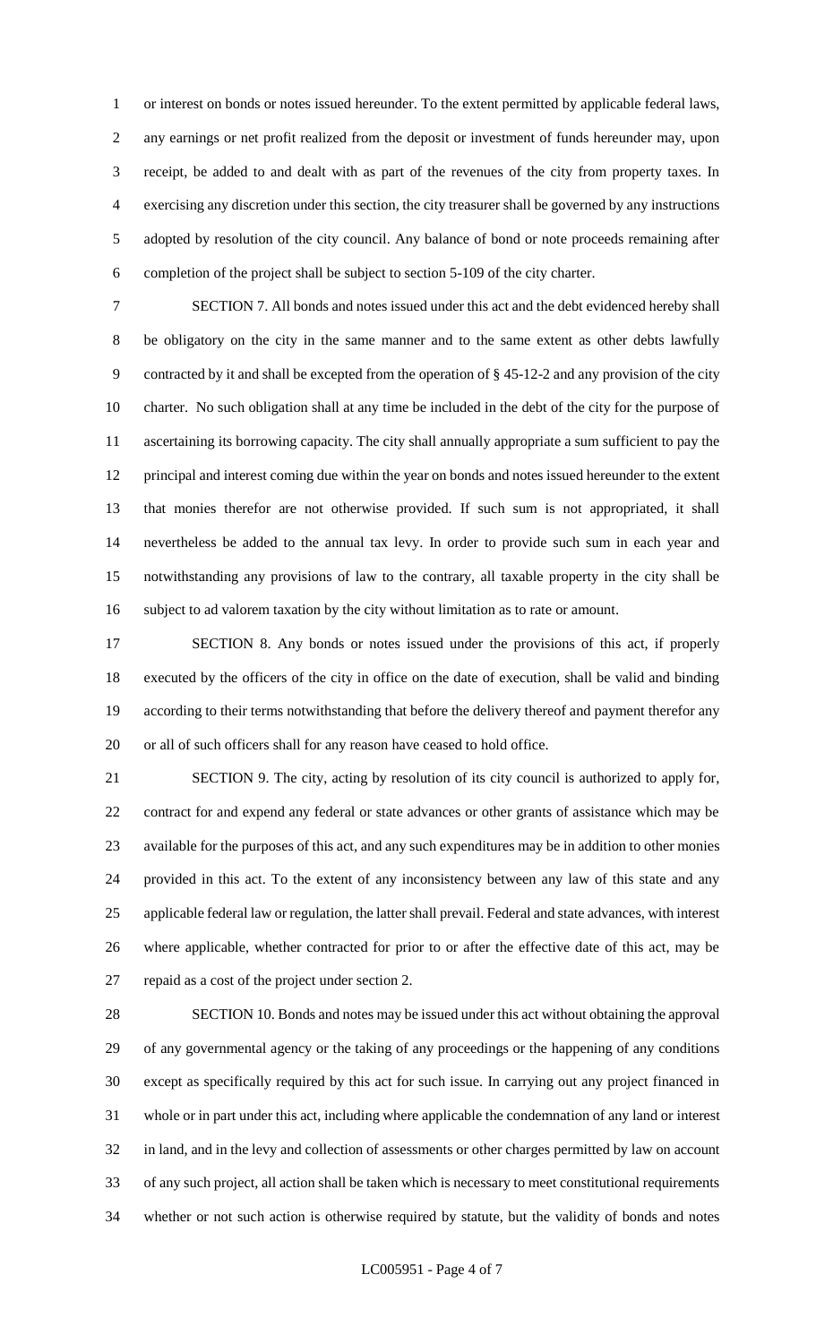or interest on bonds or notes issued hereunder. To the extent permitted by applicable federal laws, any earnings or net profit realized from the deposit or investment of funds hereunder may, upon receipt, be added to and dealt with as part of the revenues of the city from property taxes. In exercising any discretion under this section, the city treasurer shall be governed by any instructions adopted by resolution of the city council. Any balance of bond or note proceeds remaining after completion of the project shall be subject to section 5-109 of the city charter.

SECTION 7. All bonds and notes issued under this act and the debt evidenced hereby shall be obligatory on the city in the same manner and to the same extent as other debts lawfully contracted by it and shall be excepted from the operation of § 45-12-2 and any provision of the city charter. No such obligation shall at any time be included in the debt of the city for the purpose of ascertaining its borrowing capacity. The city shall annually appropriate a sum sufficient to pay the principal and interest coming due within the year on bonds and notes issued hereunder to the extent that monies therefor are not otherwise provided. If such sum is not appropriated, it shall nevertheless be added to the annual tax levy. In order to provide such sum in each year and notwithstanding any provisions of law to the contrary, all taxable property in the city shall be subject to ad valorem taxation by the city without limitation as to rate or amount.

SECTION 8. Any bonds or notes issued under the provisions of this act, if properly executed by the officers of the city in office on the date of execution, shall be valid and binding according to their terms notwithstanding that before the delivery thereof and payment therefor any or all of such officers shall for any reason have ceased to hold office.

SECTION 9. The city, acting by resolution of its city council is authorized to apply for, contract for and expend any federal or state advances or other grants of assistance which may be available for the purposes of this act, and any such expenditures may be in addition to other monies provided in this act. To the extent of any inconsistency between any law of this state and any applicable federal law or regulation, the latter shall prevail. Federal and state advances, with interest where applicable, whether contracted for prior to or after the effective date of this act, may be repaid as a cost of the project under section 2.

SECTION 10. Bonds and notes may be issued under this act without obtaining the approval of any governmental agency or the taking of any proceedings or the happening of any conditions except as specifically required by this act for such issue. In carrying out any project financed in whole or in part under this act, including where applicable the condemnation of any land or interest in land, and in the levy and collection of assessments or other charges permitted by law on account of any such project, all action shall be taken which is necessary to meet constitutional requirements whether or not such action is otherwise required by statute, but the validity of bonds and notes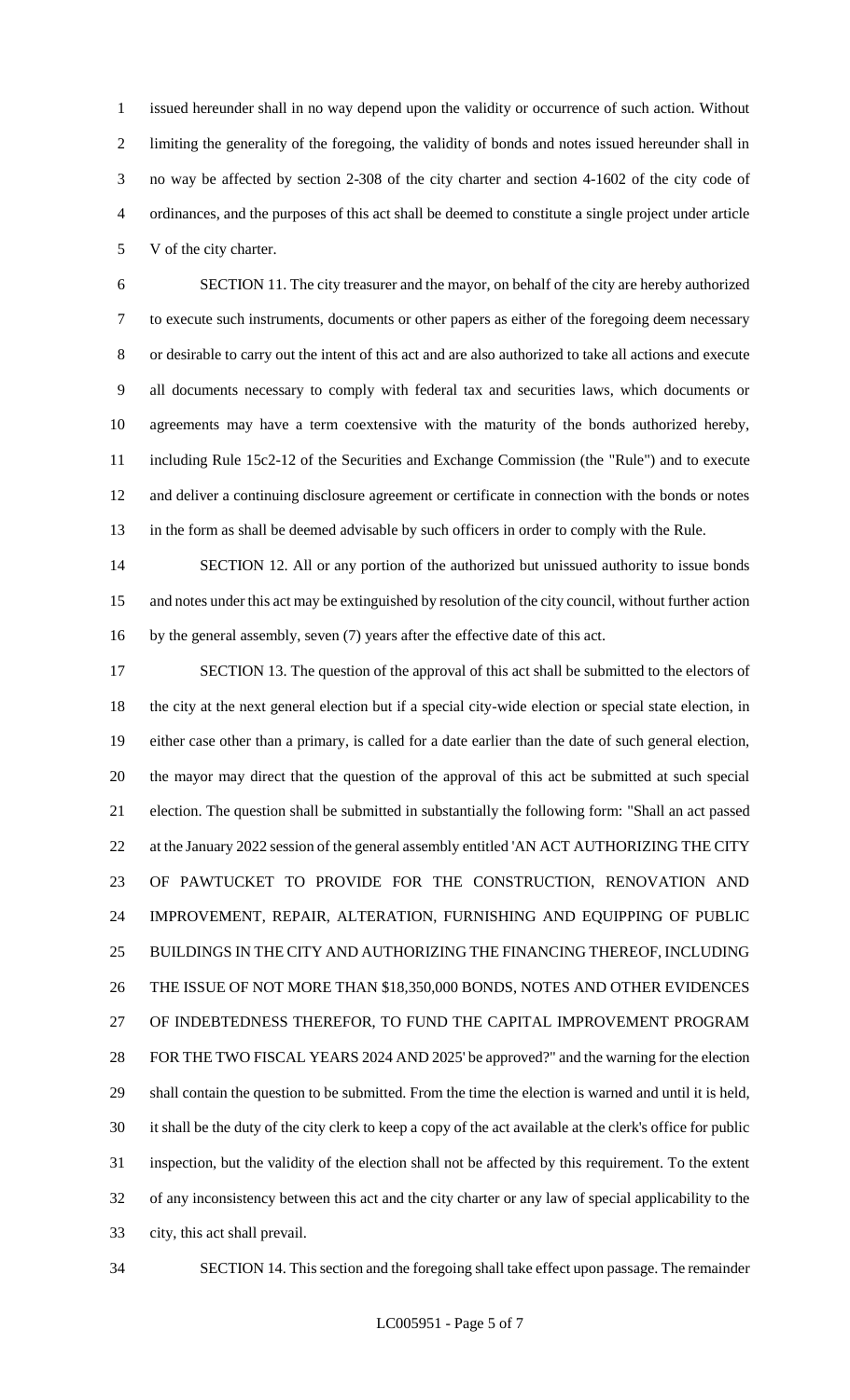issued hereunder shall in no way depend upon the validity or occurrence of such action. Without limiting the generality of the foregoing, the validity of bonds and notes issued hereunder shall in no way be affected by section 2-308 of the city charter and section 4-1602 of the city code of ordinances, and the purposes of this act shall be deemed to constitute a single project under article V of the city charter.

SECTION 11. The city treasurer and the mayor, on behalf of the city are hereby authorized to execute such instruments, documents or other papers as either of the foregoing deem necessary or desirable to carry out the intent of this act and are also authorized to take all actions and execute all documents necessary to comply with federal tax and securities laws, which documents or agreements may have a term coextensive with the maturity of the bonds authorized hereby, including Rule 15c2-12 of the Securities and Exchange Commission (the "Rule") and to execute and deliver a continuing disclosure agreement or certificate in connection with the bonds or notes in the form as shall be deemed advisable by such officers in order to comply with the Rule.

SECTION 12. All or any portion of the authorized but unissued authority to issue bonds and notes under this act may be extinguished by resolution of the city council, without further action by the general assembly, seven (7) years after the effective date of this act.

SECTION 13. The question of the approval of this act shall be submitted to the electors of the city at the next general election but if a special city-wide election or special state election, in either case other than a primary, is called for a date earlier than the date of such general election, the mayor may direct that the question of the approval of this act be submitted at such special election. The question shall be submitted in substantially the following form: "Shall an act passed at the January 2022 session of the general assembly entitled 'AN ACT AUTHORIZING THE CITY OF PAWTUCKET TO PROVIDE FOR THE CONSTRUCTION, RENOVATION AND IMPROVEMENT, REPAIR, ALTERATION, FURNISHING AND EQUIPPING OF PUBLIC BUILDINGS IN THE CITY AND AUTHORIZING THE FINANCING THEREOF, INCLUDING THE ISSUE OF NOT MORE THAN $18,350,000 BONDS, NOTES AND OTHER EVIDENCES OF INDEBTEDNESS THEREFOR, TO FUND THE CAPITAL IMPROVEMENT PROGRAM FOR THE TWO FISCAL YEARS 2024 AND 2025' be approved?" and the warning for the election shall contain the question to be submitted. From the time the election is warned and until it is held, it shall be the duty of the city clerk to keep a copy of the act available at the clerk's office for public inspection, but the validity of the election shall not be affected by this requirement. To the extent of any inconsistency between this act and the city charter or any law of special applicability to the city, this act shall prevail.

SECTION 14. This section and the foregoing shall take effect upon passage. The remainder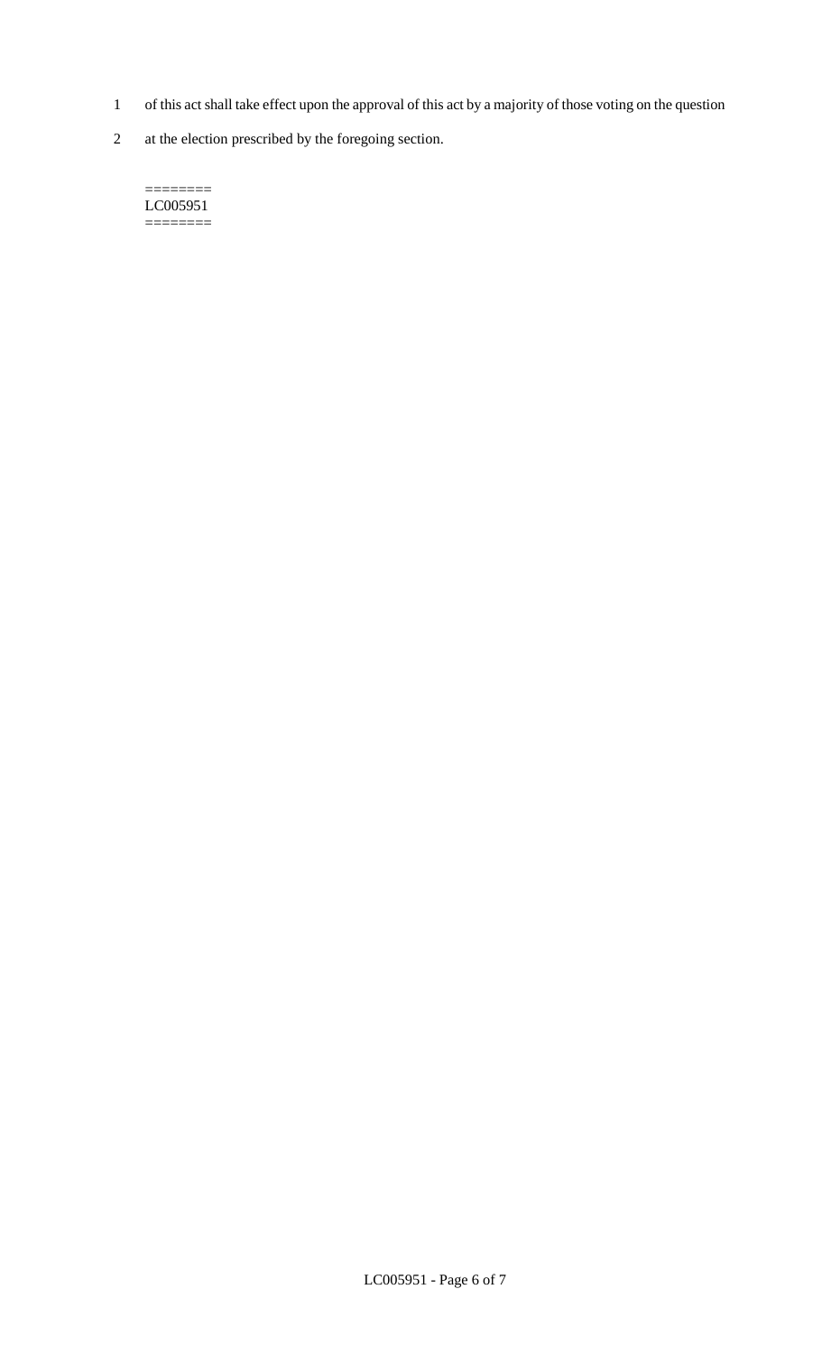of this act shall take effect upon the approval of this act by a majority of those voting on the question

at the election prescribed by the foregoing section.

========
LC005951
========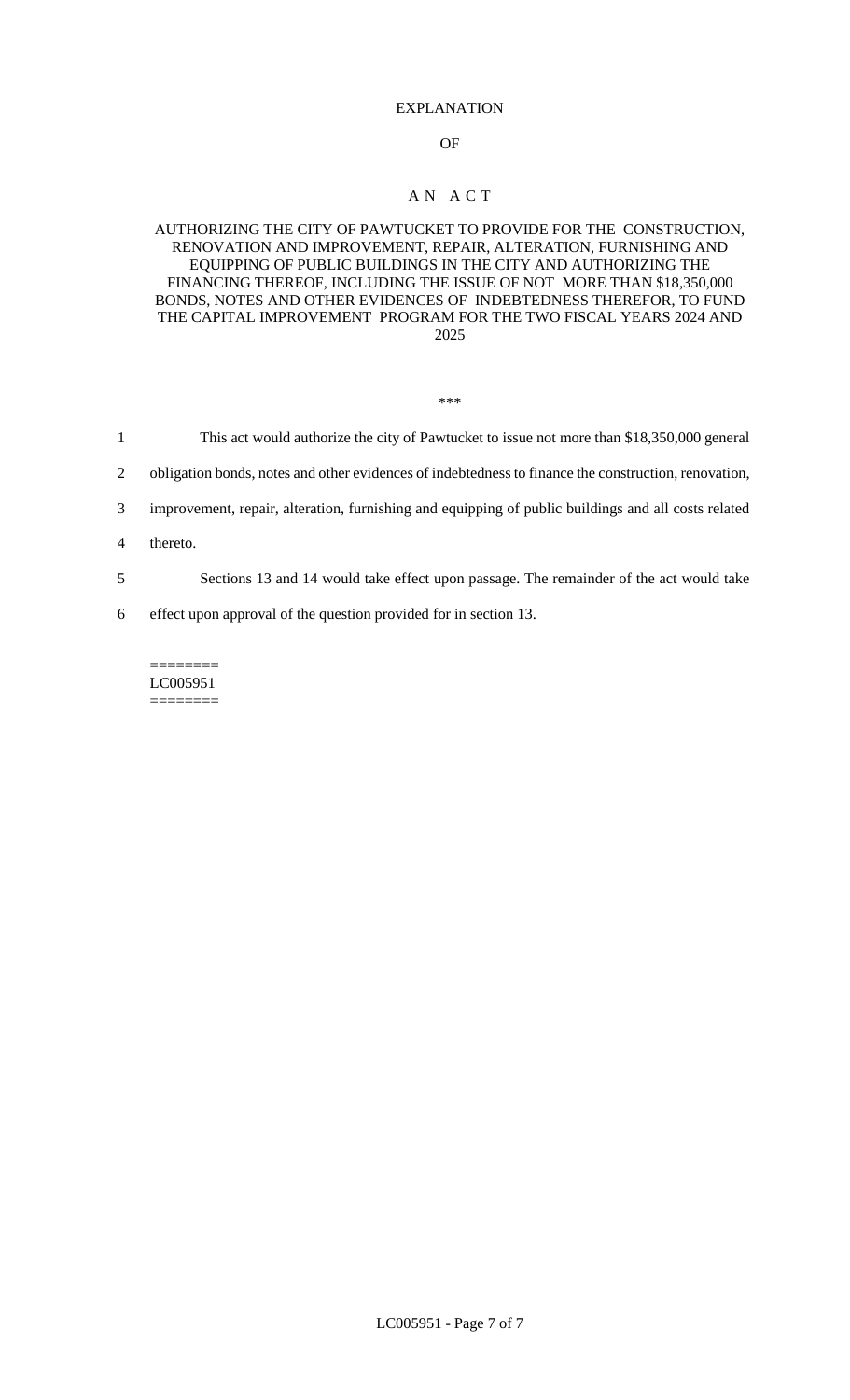EXPLANATION

OF

A N A C T

AUTHORIZING THE CITY OF PAWTUCKET TO PROVIDE FOR THE CONSTRUCTION, RENOVATION AND IMPROVEMENT, REPAIR, ALTERATION, FURNISHING AND EQUIPPING OF PUBLIC BUILDINGS IN THE CITY AND AUTHORIZING THE FINANCING THEREOF, INCLUDING THE ISSUE OF NOT MORE THAN $18,350,000 BONDS, NOTES AND OTHER EVIDENCES OF INDEBTEDNESS THEREFOR, TO FUND THE CAPITAL IMPROVEMENT PROGRAM FOR THE TWO FISCAL YEARS 2024 AND 2025

\*\*\*

1 This act would authorize the city of Pawtucket to issue not more than $18,350,000 general
2 obligation bonds, notes and other evidences of indebtedness to finance the construction, renovation,
3 improvement, repair, alteration, furnishing and equipping of public buildings and all costs related
4 thereto.
5 Sections 13 and 14 would take effect upon passage. The remainder of the act would take
6 effect upon approval of the question provided for in section 13.

========
LC005951
========